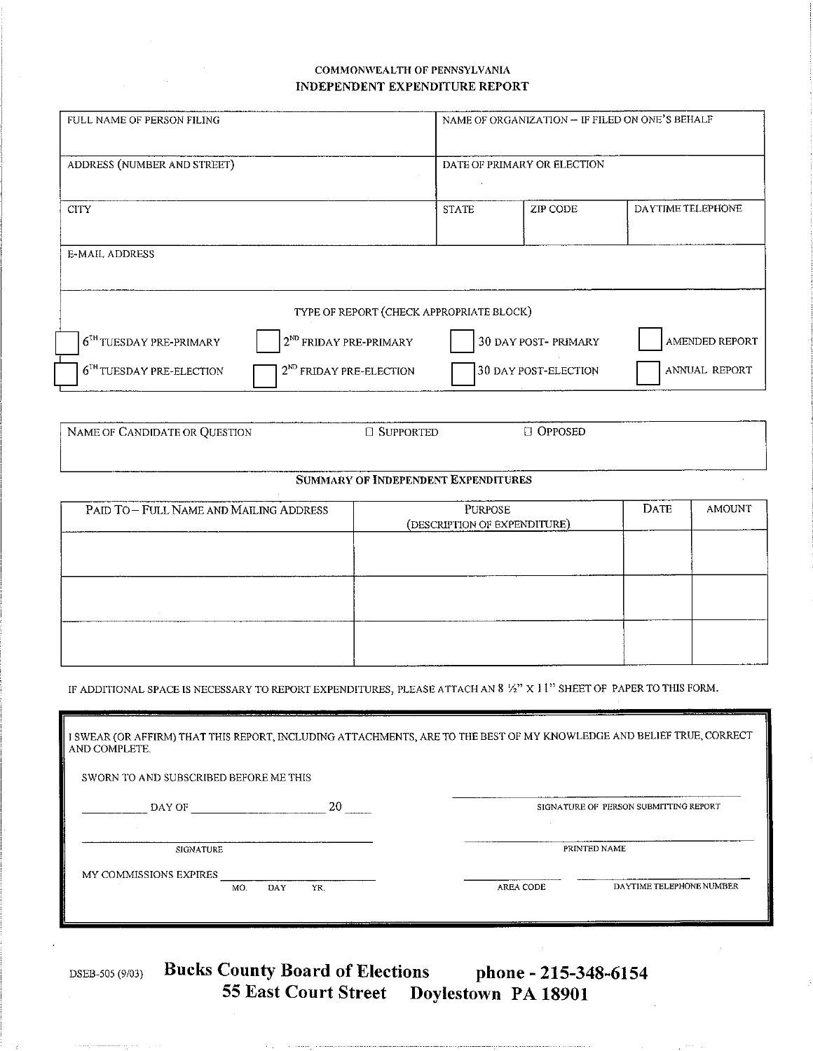COMMONWEALTH OF PENNSYLVANIA

# INDEPENDENT EXPENDITURE REPORT

| FULL NAME OF PERSON FILING | | NAME OF ORGANIZATION – IF FILED ON ONE'S BEHALF | |
|---|---|---|---|
| ADDRESS (NUMBER AND STREET) | | DATE OF PRIMARY OR ELECTION | |
| CITY | STATE | ZIP CODE | DAYTIME TELEPHONE |
| E-MAIL ADDRESS | | | |

TYPE OF REPORT (CHECK APPROPRIATE BLOCK)

| | | | |
|---|---|---|---|
| ☐ 6TH TUESDAY PRE-PRIMARY | ☐ 2ND FRIDAY PRE-PRIMARY | ☐ 30 DAY POST- PRIMARY | ☐ AMENDED REPORT |
| ☐ 6TH TUESDAY PRE-ELECTION | ☐ 2ND FRIDAY PRE-ELECTION | ☐ 30 DAY POST-ELECTION | ☐ ANNUAL REPORT |

| NAME OF CANDIDATE OR QUESTION | ☐ SUPPORTED | ☐ OPPOSED |
|---|---|---|
| | | |

## SUMMARY OF INDEPENDENT EXPENDITURES

| PAID TO – FULL NAME AND MAILING ADDRESS | PURPOSE (DESCRIPTION OF EXPENDITURE) | DATE | AMOUNT |
|---|---|---|---|
| | | | |
| | | | |
| | | | |

IF ADDITIONAL SPACE IS NECESSARY TO REPORT EXPENDITURES, PLEASE ATTACH AN 8 ½" X 11" SHEET OF PAPER TO THIS FORM.

I SWEAR (OR AFFIRM) THAT THIS REPORT, INCLUDING ATTACHMENTS, ARE TO THE BEST OF MY KNOWLEDGE AND BELIEF TRUE, CORRECT AND COMPLETE.

SWORN TO AND SUBSCRIBED BEFORE ME THIS

__________ DAY OF ______________________ 20 ____

_______________________________________
SIGNATURE OF PERSON SUBMITTING REPORT

_______________________________________
SIGNATURE

_______________________________________
PRINTED NAME

MY COMMISSIONS EXPIRES ______________________
MO. DAY YR.

__________ ______________________
AREA CODE DAYTIME TELEPHONE NUMBER

DSEB-505 (9/03)

**Bucks County Board of Elections** **phone - 215-348-6154**
**55 East Court Street Doylestown PA 18901**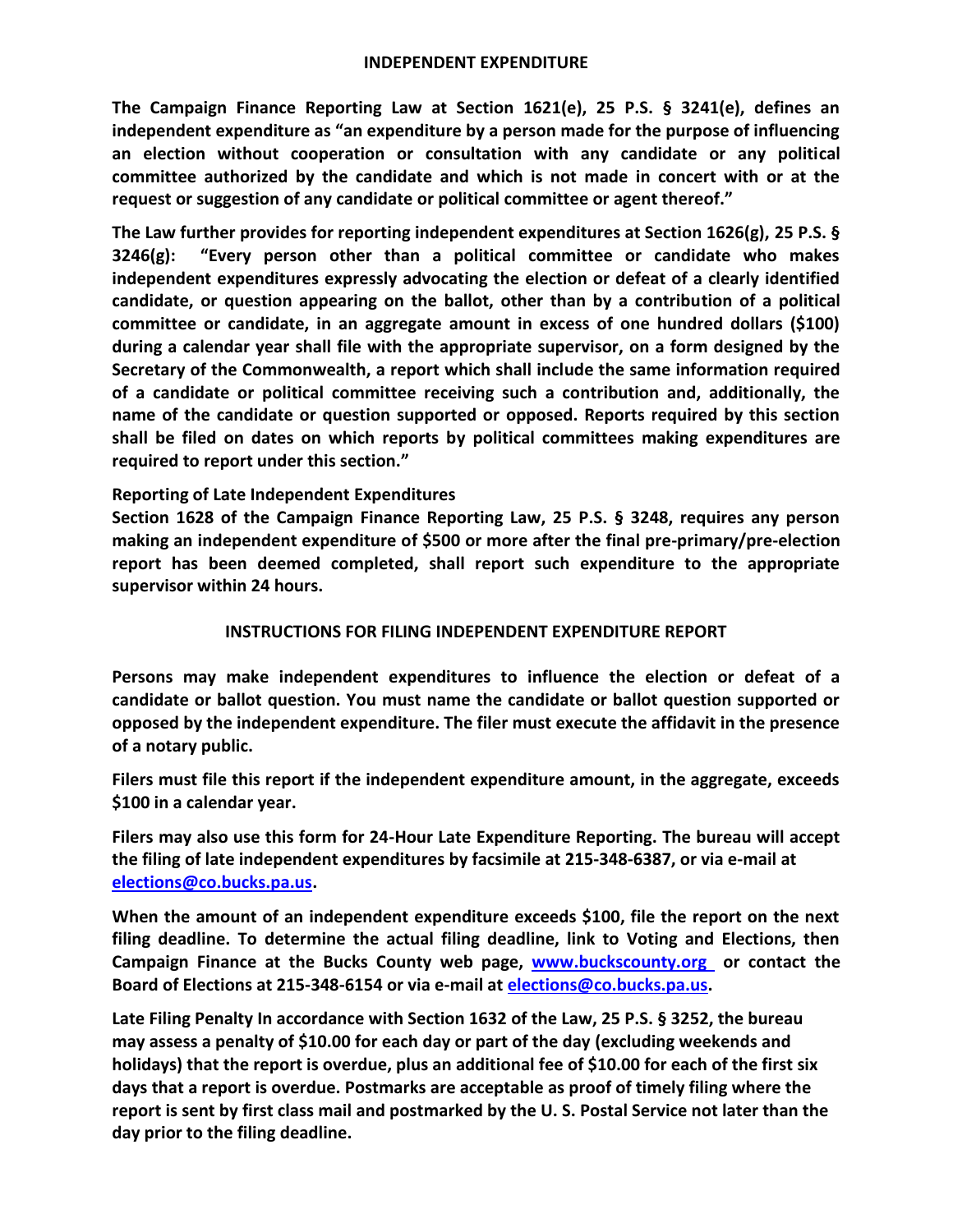## INDEPENDENT EXPENDITURE

**The Campaign Finance Reporting Law at Section 1621(e), 25 P.S. § 3241(e), defines an independent expenditure as "an expenditure by a person made for the purpose of influencing an election without cooperation or consultation with any candidate or any political committee authorized by the candidate and which is not made in concert with or at the request or suggestion of any candidate or political committee or agent thereof."**

**The Law further provides for reporting independent expenditures at Section 1626(g), 25 P.S. § 3246(g): "Every person other than a political committee or candidate who makes independent expenditures expressly advocating the election or defeat of a clearly identified candidate, or question appearing on the ballot, other than by a contribution of a political committee or candidate, in an aggregate amount in excess of one hundred dollars ($100) during a calendar year shall file with the appropriate supervisor, on a form designed by the Secretary of the Commonwealth, a report which shall include the same information required of a candidate or political committee receiving such a contribution and, additionally, the name of the candidate or question supported or opposed. Reports required by this section shall be filed on dates on which reports by political committees making expenditures are required to report under this section."**

**Reporting of Late Independent Expenditures**

**Section 1628 of the Campaign Finance Reporting Law, 25 P.S. § 3248, requires any person making an independent expenditure of $500 or more after the final pre-primary/pre-election report has been deemed completed, shall report such expenditure to the appropriate supervisor within 24 hours.**

## INSTRUCTIONS FOR FILING INDEPENDENT EXPENDITURE REPORT

**Persons may make independent expenditures to influence the election or defeat of a candidate or ballot question. You must name the candidate or ballot question supported or opposed by the independent expenditure. The filer must execute the affidavit in the presence of a notary public.**

**Filers must file this report if the independent expenditure amount, in the aggregate, exceeds $100 in a calendar year.**

**Filers may also use this form for 24-Hour Late Expenditure Reporting. The bureau will accept the filing of late independent expenditures by facsimile at 215-348-6387, or via e-mail at elections@co.bucks.pa.us.**

**When the amount of an independent expenditure exceeds $100, file the report on the next filing deadline. To determine the actual filing deadline, link to Voting and Elections, then Campaign Finance at the Bucks County web page, www.buckscounty.org or contact the Board of Elections at 215-348-6154 or via e-mail at elections@co.bucks.pa.us.**

**Late Filing Penalty In accordance with Section 1632 of the Law, 25 P.S. § 3252, the bureau may assess a penalty of $10.00 for each day or part of the day (excluding weekends and holidays) that the report is overdue, plus an additional fee of $10.00 for each of the first six days that a report is overdue. Postmarks are acceptable as proof of timely filing where the report is sent by first class mail and postmarked by the U. S. Postal Service not later than the day prior to the filing deadline.**